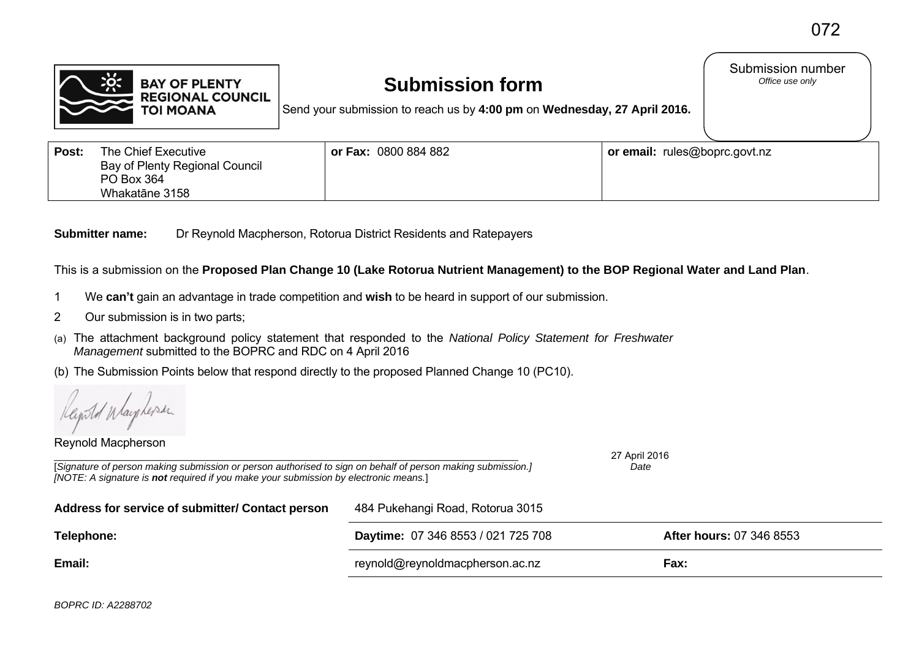072

**BAY OF PLENTY REGIONAL COUNCIL TOI MOANA**

# Submission form

Send your submission to reach us by **4:00 pm** on **Wednesday, 27 April 2016.**

Submission number
*Office use only*

| **Post:** The Chief Executive Bay of Plenty Regional Council PO Box 364 Whakatāne 3158 | **or Fax:** 0800 884 882 | **or email:** rules@boprc.govt.nz |
|---|---|---|

**Submitter name:** Dr Reynold Macpherson, Rotorua District Residents and Ratepayers

This is a submission on the **Proposed Plan Change 10 (Lake Rotorua Nutrient Management) to the BOP Regional Water and Land Plan**.

1 We **can't** gain an advantage in trade competition and **wish** to be heard in support of our submission.

2 Our submission is in two parts;

(a) The attachment background policy statement that responded to the *National Policy Statement for Freshwater Management* submitted to the BOPRC and RDC on 4 April 2016

(b) The Submission Points below that respond directly to the proposed Planned Change 10 (PC10).

Reynold Macpherson

[*Signature of person making submission or person authorised to sign on behalf of person making submission.]*
*[NOTE: A signature is **not** required if you make your submission by electronic means.*]

27 April 2016
*Date*

| **Address for service of submitter/ Contact person** | 484 Pukehangi Road, Rotorua 3015 | |
|---|---|---|
| **Telephone:** | **Daytime:** 07 346 8553 / 021 725 708 | **After hours:** 07 346 8553 |
| **Email:** | reynold@reynoldmacpherson.ac.nz | **Fax:** |

*BOPRC ID: A2288702*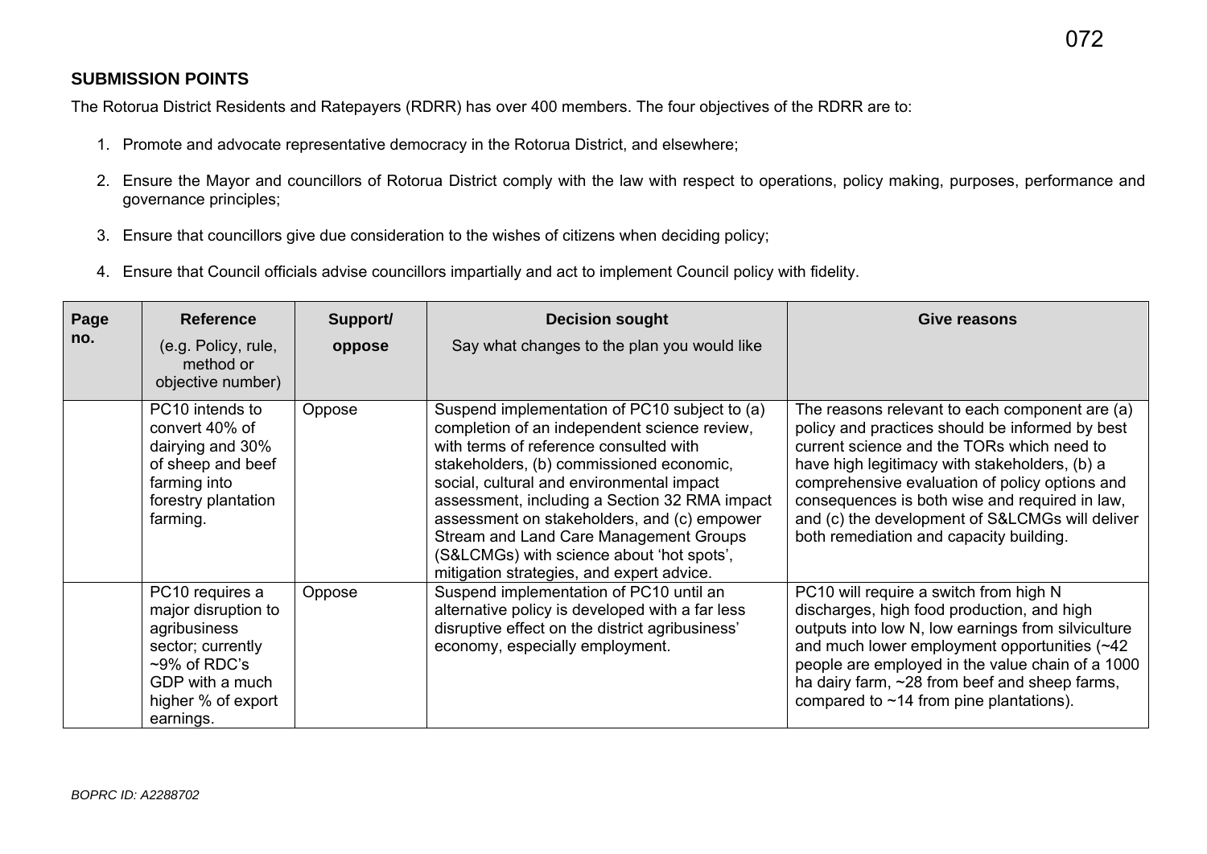## SUBMISSION POINTS

The Rotorua District Residents and Ratepayers (RDRR) has over 400 members. The four objectives of the RDRR are to:

1. Promote and advocate representative democracy in the Rotorua District, and elsewhere;
2. Ensure the Mayor and councillors of Rotorua District comply with the law with respect to operations, policy making, purposes, performance and governance principles;
3. Ensure that councillors give due consideration to the wishes of citizens when deciding policy;
4. Ensure that Council officials advise councillors impartially and act to implement Council policy with fidelity.

| Page no. | Reference (e.g. Policy, rule, method or objective number) | Support/ oppose | Decision sought Say what changes to the plan you would like | Give reasons |
|---|---|---|---|---|
| | PC10 intends to convert 40% of dairying and 30% of sheep and beef farming into forestry plantation farming. | Oppose | Suspend implementation of PC10 subject to (a) completion of an independent science review, with terms of reference consulted with stakeholders, (b) commissioned economic, social, cultural and environmental impact assessment, including a Section 32 RMA impact assessment on stakeholders, and (c) empower Stream and Land Care Management Groups (S&LCMGs) with science about 'hot spots', mitigation strategies, and expert advice. | The reasons relevant to each component are (a) policy and practices should be informed by best current science and the TORs which need to have high legitimacy with stakeholders, (b) a comprehensive evaluation of policy options and consequences is both wise and required in law, and (c) the development of S&LCMGs will deliver both remediation and capacity building. |
| | PC10 requires a major disruption to agribusiness sector; currently ~9% of RDC's GDP with a much higher % of export earnings. | Oppose | Suspend implementation of PC10 until an alternative policy is developed with a far less disruptive effect on the district agribusiness' economy, especially employment. | PC10 will require a switch from high N discharges, high food production, and high outputs into low N, low earnings from silviculture and much lower employment opportunities (~42 people are employed in the value chain of a 1000 ha dairy farm, ~28 from beef and sheep farms, compared to ~14 from pine plantations). |

*BOPRC ID: A2288702*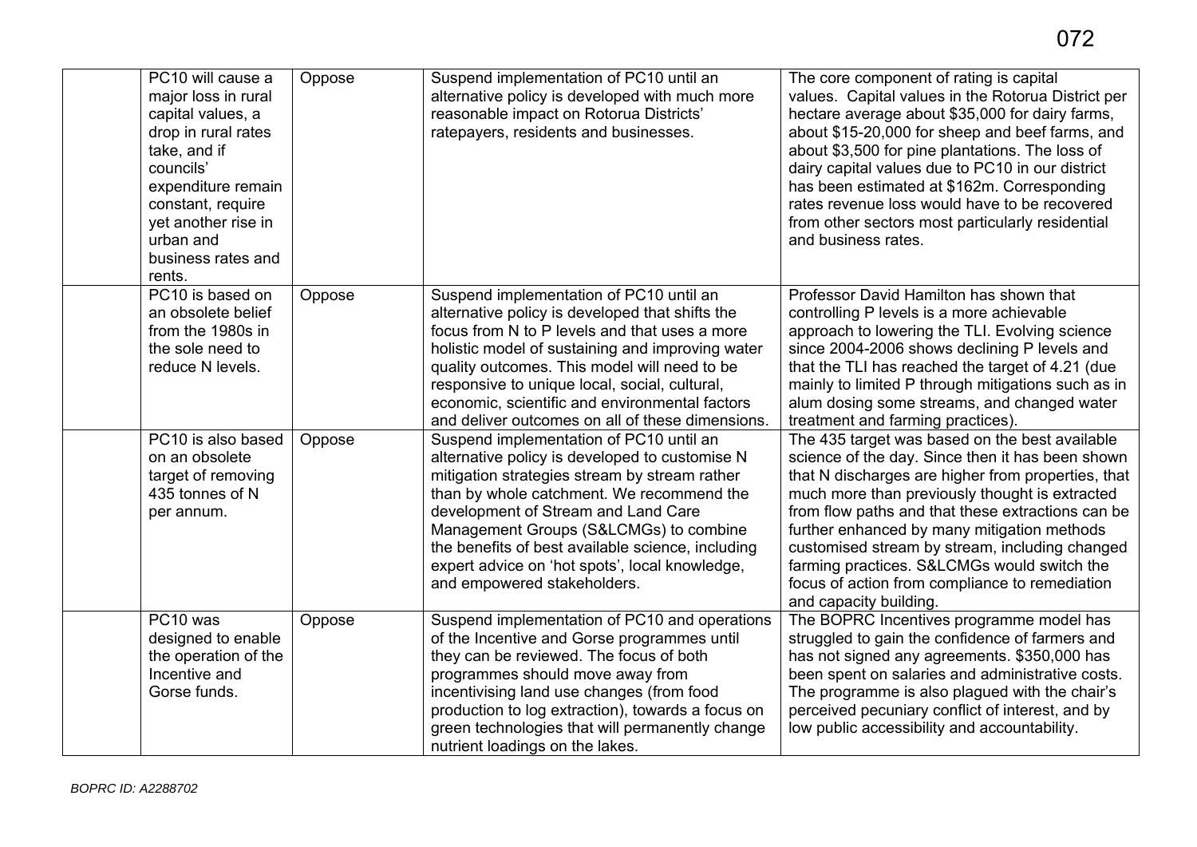| | | | | |
|---|---|---|---|---|
| | PC10 will cause a major loss in rural capital values, a drop in rural rates take, and if councils' expenditure remain constant, require yet another rise in urban and business rates and rents. | Oppose | Suspend implementation of PC10 until an alternative policy is developed with much more reasonable impact on Rotorua Districts' ratepayers, residents and businesses. | The core component of rating is capital values. Capital values in the Rotorua District per hectare average about $35,000 for dairy farms, about $15-20,000 for sheep and beef farms, and about $3,500 for pine plantations. The loss of dairy capital values due to PC10 in our district has been estimated at $162m. Corresponding rates revenue loss would have to be recovered from other sectors most particularly residential and business rates. |
| | PC10 is based on an obsolete belief from the 1980s in the sole need to reduce N levels. | Oppose | Suspend implementation of PC10 until an alternative policy is developed that shifts the focus from N to P levels and that uses a more holistic model of sustaining and improving water quality outcomes. This model will need to be responsive to unique local, social, cultural, economic, scientific and environmental factors and deliver outcomes on all of these dimensions. | Professor David Hamilton has shown that controlling P levels is a more achievable approach to lowering the TLI. Evolving science since 2004-2006 shows declining P levels and that the TLI has reached the target of 4.21 (due mainly to limited P through mitigations such as in alum dosing some streams, and changed water treatment and farming practices). |
| | PC10 is also based on an obsolete target of removing 435 tonnes of N per annum. | Oppose | Suspend implementation of PC10 until an alternative policy is developed to customise N mitigation strategies stream by stream rather than by whole catchment. We recommend the development of Stream and Land Care Management Groups (S&LCMGs) to combine the benefits of best available science, including expert advice on 'hot spots', local knowledge, and empowered stakeholders. | The 435 target was based on the best available science of the day. Since then it has been shown that N discharges are higher from properties, that much more than previously thought is extracted from flow paths and that these extractions can be further enhanced by many mitigation methods customised stream by stream, including changed farming practices. S&LCMGs would switch the focus of action from compliance to remediation and capacity building. |
| | PC10 was designed to enable the operation of the Incentive and Gorse funds. | Oppose | Suspend implementation of PC10 and operations of the Incentive and Gorse programmes until they can be reviewed. The focus of both programmes should move away from incentivising land use changes (from food production to log extraction), towards a focus on green technologies that will permanently change nutrient loadings on the lakes. | The BOPRC Incentives programme model has struggled to gain the confidence of farmers and has not signed any agreements. $350,000 has been spent on salaries and administrative costs. The programme is also plagued with the chair's perceived pecuniary conflict of interest, and by low public accessibility and accountability. |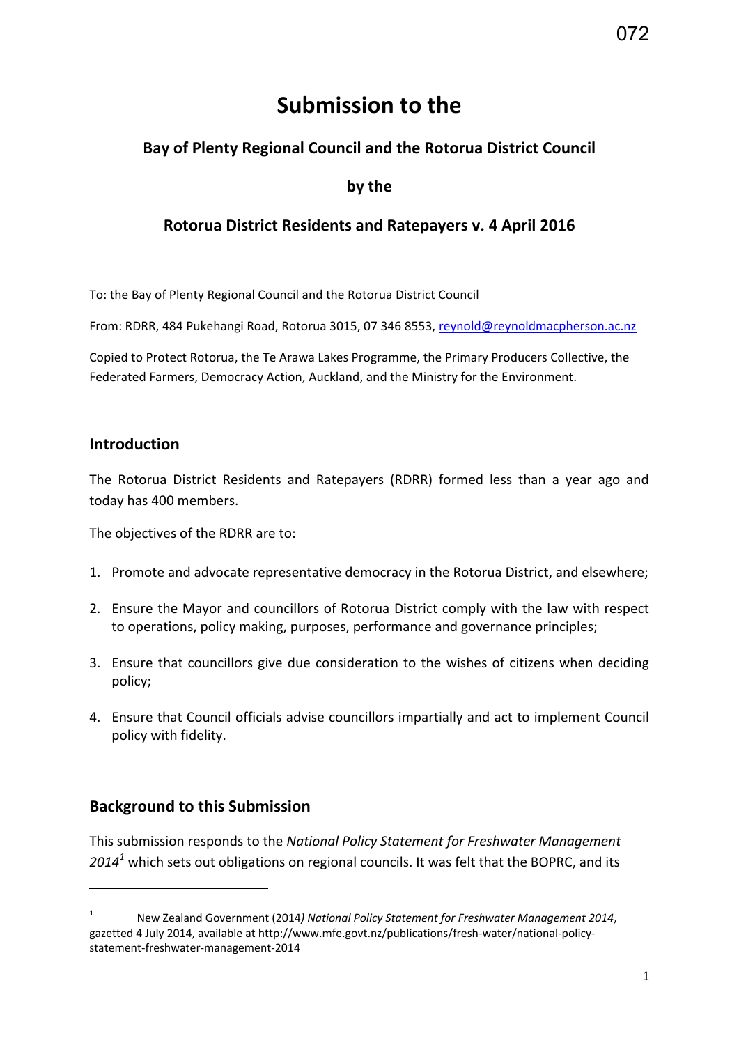# Submission to the

## Bay of Plenty Regional Council and the Rotorua District Council

## by the

## Rotorua District Residents and Ratepayers v. 4 April 2016

To: the Bay of Plenty Regional Council and the Rotorua District Council

From: RDRR, 484 Pukehangi Road, Rotorua 3015, 07 346 8553, reynold@reynoldmacpherson.ac.nz

Copied to Protect Rotorua, the Te Arawa Lakes Programme, the Primary Producers Collective, the Federated Farmers, Democracy Action, Auckland, and the Ministry for the Environment.

### Introduction

The Rotorua District Residents and Ratepayers (RDRR) formed less than a year ago and today has 400 members.

The objectives of the RDRR are to:

1. Promote and advocate representative democracy in the Rotorua District, and elsewhere;
2. Ensure the Mayor and councillors of Rotorua District comply with the law with respect to operations, policy making, purposes, performance and governance principles;
3. Ensure that councillors give due consideration to the wishes of citizens when deciding policy;
4. Ensure that Council officials advise councillors impartially and act to implement Council policy with fidelity.

### Background to this Submission

This submission responds to the *National Policy Statement for Freshwater Management 2014*[1] which sets out obligations on regional councils. It was felt that the BOPRC, and its

---

[1] New Zealand Government (2014*) National Policy Statement for Freshwater Management 2014*, gazetted 4 July 2014, available at http://www.mfe.govt.nz/publications/fresh-water/national-policy-statement-freshwater-management-2014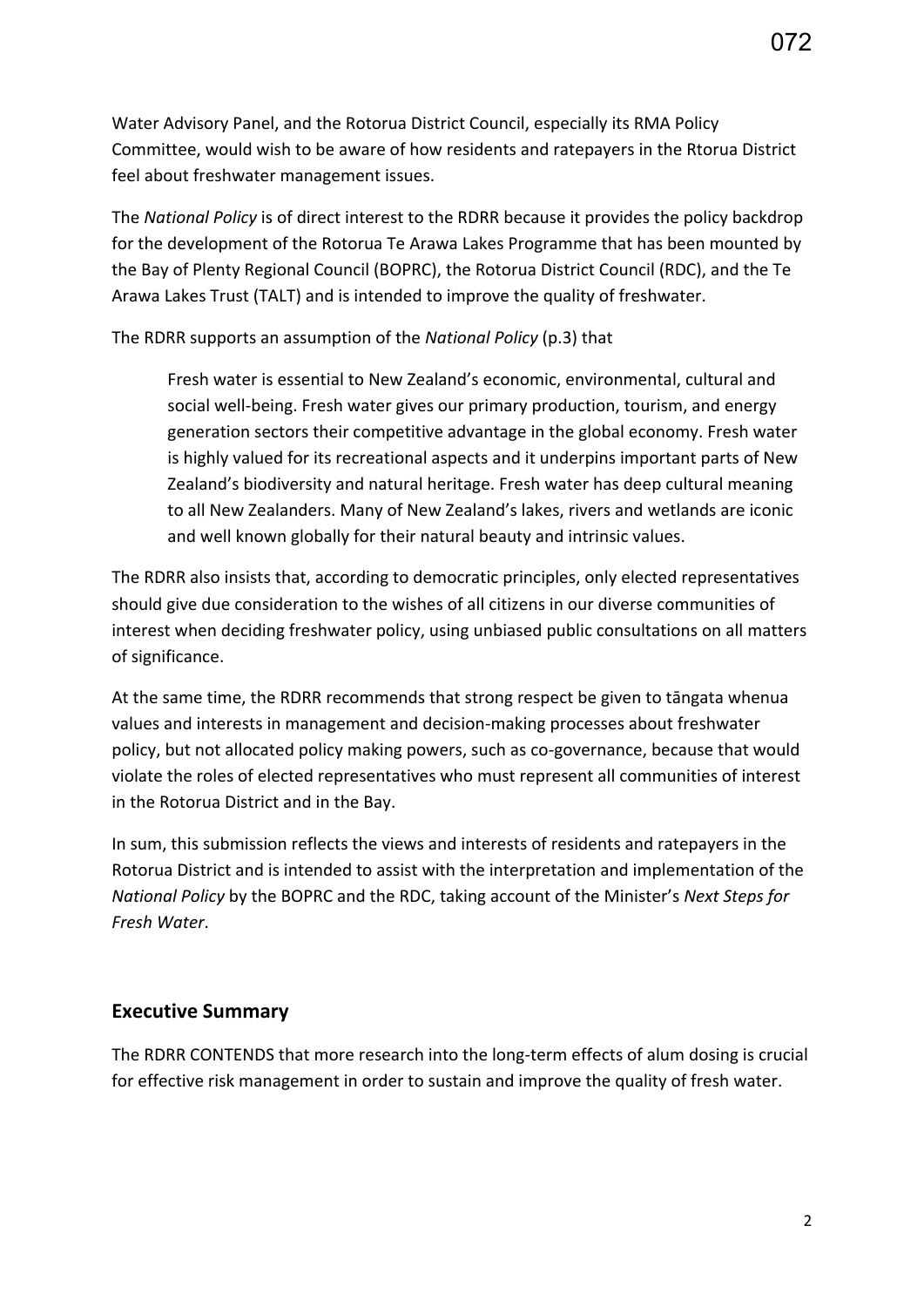Water Advisory Panel, and the Rotorua District Council, especially its RMA Policy Committee, would wish to be aware of how residents and ratepayers in the Rtorua District feel about freshwater management issues.

The *National Policy* is of direct interest to the RDRR because it provides the policy backdrop for the development of the Rotorua Te Arawa Lakes Programme that has been mounted by the Bay of Plenty Regional Council (BOPRC), the Rotorua District Council (RDC), and the Te Arawa Lakes Trust (TALT) and is intended to improve the quality of freshwater.

The RDRR supports an assumption of the *National Policy* (p.3) that

> Fresh water is essential to New Zealand's economic, environmental, cultural and social well-being. Fresh water gives our primary production, tourism, and energy generation sectors their competitive advantage in the global economy. Fresh water is highly valued for its recreational aspects and it underpins important parts of New Zealand's biodiversity and natural heritage. Fresh water has deep cultural meaning to all New Zealanders. Many of New Zealand's lakes, rivers and wetlands are iconic and well known globally for their natural beauty and intrinsic values.

The RDRR also insists that, according to democratic principles, only elected representatives should give due consideration to the wishes of all citizens in our diverse communities of interest when deciding freshwater policy, using unbiased public consultations on all matters of significance.

At the same time, the RDRR recommends that strong respect be given to tāngata whenua values and interests in management and decision-making processes about freshwater policy, but not allocated policy making powers, such as co-governance, because that would violate the roles of elected representatives who must represent all communities of interest in the Rotorua District and in the Bay.

In sum, this submission reflects the views and interests of residents and ratepayers in the Rotorua District and is intended to assist with the interpretation and implementation of the *National Policy* by the BOPRC and the RDC, taking account of the Minister's *Next Steps for Fresh Water*.

## Executive Summary

The RDRR CONTENDS that more research into the long-term effects of alum dosing is crucial for effective risk management in order to sustain and improve the quality of fresh water.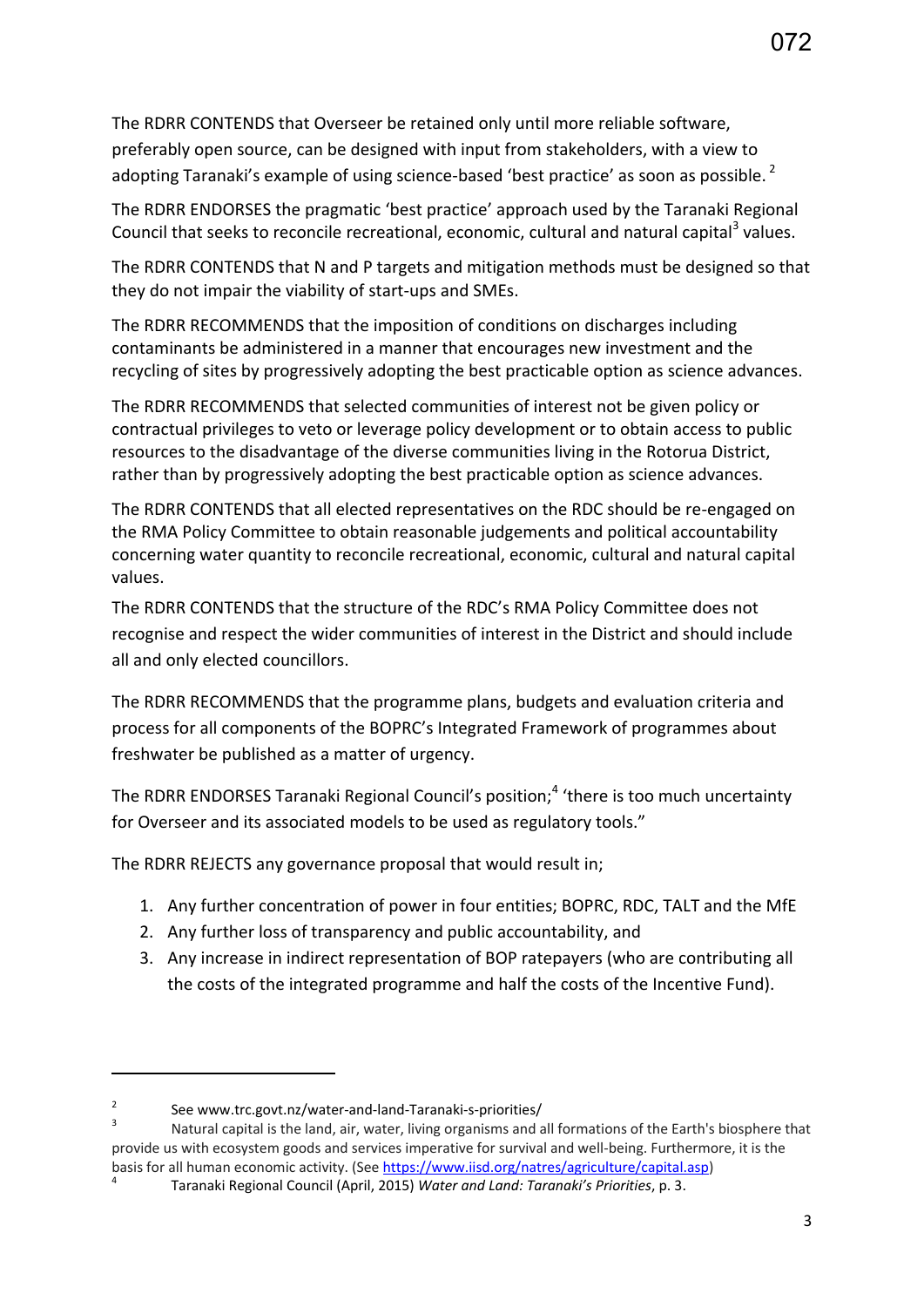The RDRR CONTENDS that Overseer be retained only until more reliable software, preferably open source, can be designed with input from stakeholders, with a view to adopting Taranaki's example of using science-based 'best practice' as soon as possible. [2]

The RDRR ENDORSES the pragmatic 'best practice' approach used by the Taranaki Regional Council that seeks to reconcile recreational, economic, cultural and natural capital[3] values.

The RDRR CONTENDS that N and P targets and mitigation methods must be designed so that they do not impair the viability of start-ups and SMEs.

The RDRR RECOMMENDS that the imposition of conditions on discharges including contaminants be administered in a manner that encourages new investment and the recycling of sites by progressively adopting the best practicable option as science advances.

The RDRR RECOMMENDS that selected communities of interest not be given policy or contractual privileges to veto or leverage policy development or to obtain access to public resources to the disadvantage of the diverse communities living in the Rotorua District, rather than by progressively adopting the best practicable option as science advances.

The RDRR CONTENDS that all elected representatives on the RDC should be re-engaged on the RMA Policy Committee to obtain reasonable judgements and political accountability concerning water quantity to reconcile recreational, economic, cultural and natural capital values.

The RDRR CONTENDS that the structure of the RDC's RMA Policy Committee does not recognise and respect the wider communities of interest in the District and should include all and only elected councillors.

The RDRR RECOMMENDS that the programme plans, budgets and evaluation criteria and process for all components of the BOPRC's Integrated Framework of programmes about freshwater be published as a matter of urgency.

The RDRR ENDORSES Taranaki Regional Council's position;[4] 'there is too much uncertainty for Overseer and its associated models to be used as regulatory tools."

The RDRR REJECTS any governance proposal that would result in;

1. Any further concentration of power in four entities; BOPRC, RDC, TALT and the MfE
2. Any further loss of transparency and public accountability, and
3. Any increase in indirect representation of BOP ratepayers (who are contributing all the costs of the integrated programme and half the costs of the Incentive Fund).

---

[2] See www.trc.govt.nz/water-and-land-Taranaki-s-priorities/

[3] Natural capital is the land, air, water, living organisms and all formations of the Earth's biosphere that provide us with ecosystem goods and services imperative for survival and well-being. Furthermore, it is the basis for all human economic activity. (See https://www.iisd.org/natres/agriculture/capital.asp)

[4] Taranaki Regional Council (April, 2015) *Water and Land: Taranaki's Priorities*, p. 3.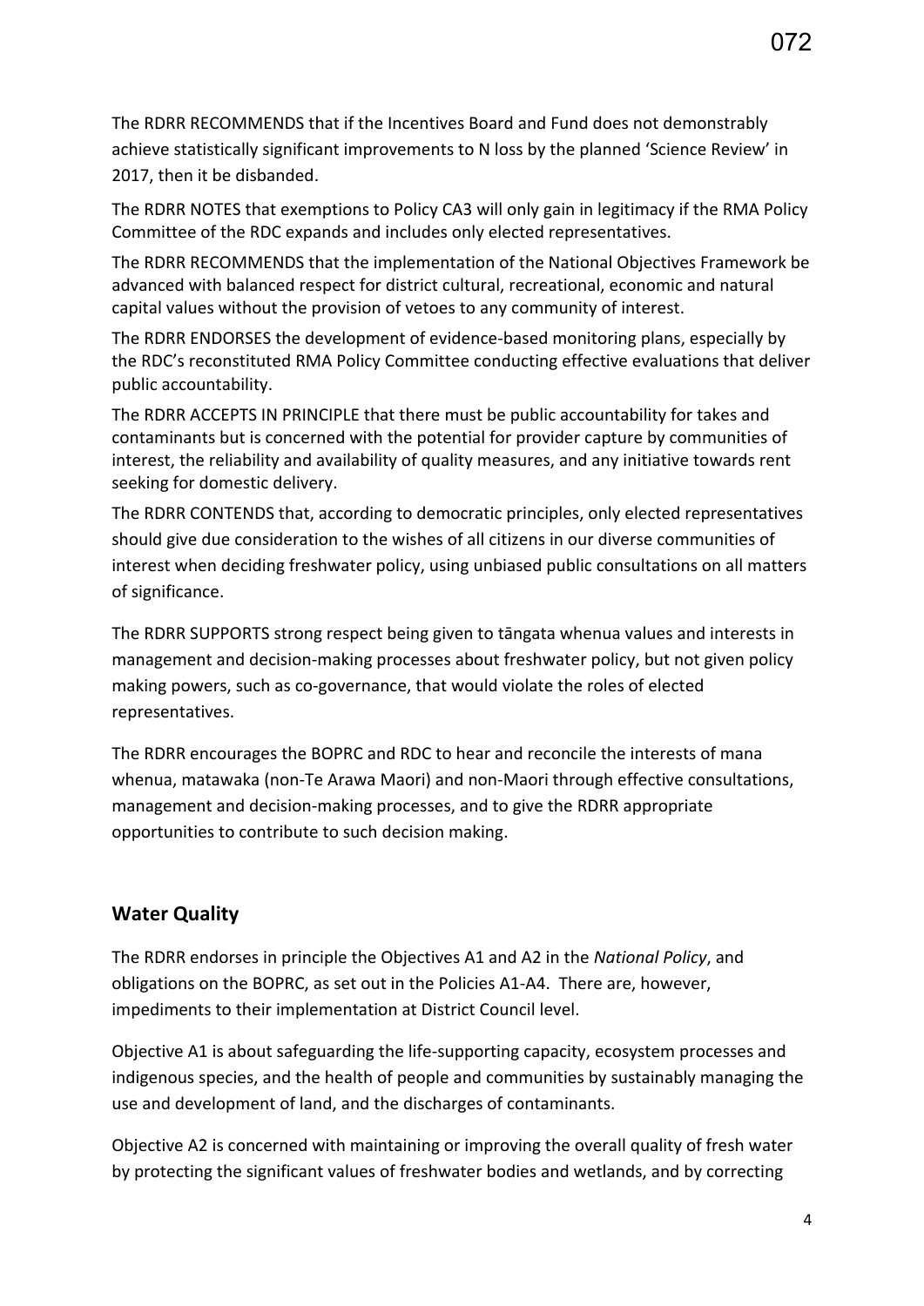The RDRR RECOMMENDS that if the Incentives Board and Fund does not demonstrably achieve statistically significant improvements to N loss by the planned 'Science Review' in 2017, then it be disbanded.

The RDRR NOTES that exemptions to Policy CA3 will only gain in legitimacy if the RMA Policy Committee of the RDC expands and includes only elected representatives.

The RDRR RECOMMENDS that the implementation of the National Objectives Framework be advanced with balanced respect for district cultural, recreational, economic and natural capital values without the provision of vetoes to any community of interest.

The RDRR ENDORSES the development of evidence-based monitoring plans, especially by the RDC's reconstituted RMA Policy Committee conducting effective evaluations that deliver public accountability.

The RDRR ACCEPTS IN PRINCIPLE that there must be public accountability for takes and contaminants but is concerned with the potential for provider capture by communities of interest, the reliability and availability of quality measures, and any initiative towards rent seeking for domestic delivery.

The RDRR CONTENDS that, according to democratic principles, only elected representatives should give due consideration to the wishes of all citizens in our diverse communities of interest when deciding freshwater policy, using unbiased public consultations on all matters of significance.

The RDRR SUPPORTS strong respect being given to tāngata whenua values and interests in management and decision-making processes about freshwater policy, but not given policy making powers, such as co-governance, that would violate the roles of elected representatives.

The RDRR encourages the BOPRC and RDC to hear and reconcile the interests of mana whenua, matawaka (non-Te Arawa Maori) and non-Maori through effective consultations, management and decision-making processes, and to give the RDRR appropriate opportunities to contribute to such decision making.

## Water Quality

The RDRR endorses in principle the Objectives A1 and A2 in the *National Policy*, and obligations on the BOPRC, as set out in the Policies A1-A4. There are, however, impediments to their implementation at District Council level.

Objective A1 is about safeguarding the life-supporting capacity, ecosystem processes and indigenous species, and the health of people and communities by sustainably managing the use and development of land, and the discharges of contaminants.

Objective A2 is concerned with maintaining or improving the overall quality of fresh water by protecting the significant values of freshwater bodies and wetlands, and by correcting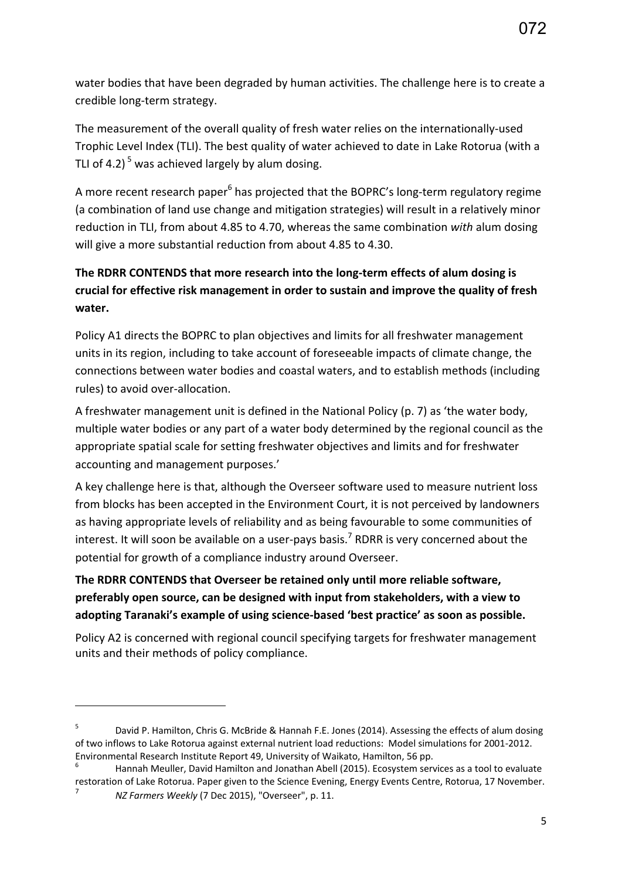water bodies that have been degraded by human activities. The challenge here is to create a credible long-term strategy.

The measurement of the overall quality of fresh water relies on the internationally-used Trophic Level Index (TLI). The best quality of water achieved to date in Lake Rotorua (with a TLI of 4.2) [5] was achieved largely by alum dosing.

A more recent research paper[6] has projected that the BOPRC's long-term regulatory regime (a combination of land use change and mitigation strategies) will result in a relatively minor reduction in TLI, from about 4.85 to 4.70, whereas the same combination *with* alum dosing will give a more substantial reduction from about 4.85 to 4.30.

**The RDRR CONTENDS that more research into the long-term effects of alum dosing is crucial for effective risk management in order to sustain and improve the quality of fresh water.**

Policy A1 directs the BOPRC to plan objectives and limits for all freshwater management units in its region, including to take account of foreseeable impacts of climate change, the connections between water bodies and coastal waters, and to establish methods (including rules) to avoid over-allocation.

A freshwater management unit is defined in the National Policy (p. 7) as 'the water body, multiple water bodies or any part of a water body determined by the regional council as the appropriate spatial scale for setting freshwater objectives and limits and for freshwater accounting and management purposes.'

A key challenge here is that, although the Overseer software used to measure nutrient loss from blocks has been accepted in the Environment Court, it is not perceived by landowners as having appropriate levels of reliability and as being favourable to some communities of interest. It will soon be available on a user-pays basis.[7] RDRR is very concerned about the potential for growth of a compliance industry around Overseer.

**The RDRR CONTENDS that Overseer be retained only until more reliable software, preferably open source, can be designed with input from stakeholders, with a view to adopting Taranaki's example of using science-based 'best practice' as soon as possible.**

Policy A2 is concerned with regional council specifying targets for freshwater management units and their methods of policy compliance.

---

[5] David P. Hamilton, Chris G. McBride & Hannah F.E. Jones (2014). Assessing the effects of alum dosing of two inflows to Lake Rotorua against external nutrient load reductions: Model simulations for 2001-2012. Environmental Research Institute Report 49, University of Waikato, Hamilton, 56 pp.

[6] Hannah Meuller, David Hamilton and Jonathan Abell (2015). Ecosystem services as a tool to evaluate restoration of Lake Rotorua. Paper given to the Science Evening, Energy Events Centre, Rotorua, 17 November.

[7] *NZ Farmers Weekly* (7 Dec 2015), "Overseer", p. 11.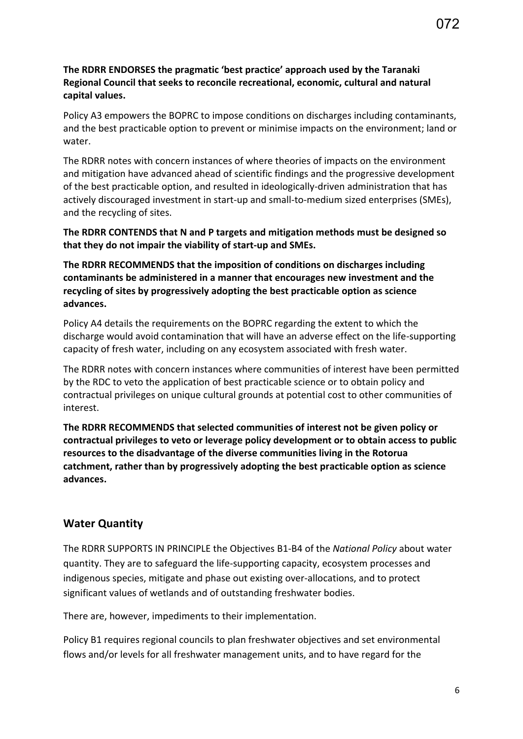**The RDRR ENDORSES the pragmatic 'best practice' approach used by the Taranaki Regional Council that seeks to reconcile recreational, economic, cultural and natural capital values.**

Policy A3 empowers the BOPRC to impose conditions on discharges including contaminants, and the best practicable option to prevent or minimise impacts on the environment; land or water.

The RDRR notes with concern instances of where theories of impacts on the environment and mitigation have advanced ahead of scientific findings and the progressive development of the best practicable option, and resulted in ideologically-driven administration that has actively discouraged investment in start-up and small-to-medium sized enterprises (SMEs), and the recycling of sites.

**The RDRR CONTENDS that N and P targets and mitigation methods must be designed so that they do not impair the viability of start-up and SMEs.**

**The RDRR RECOMMENDS that the imposition of conditions on discharges including contaminants be administered in a manner that encourages new investment and the recycling of sites by progressively adopting the best practicable option as science advances.**

Policy A4 details the requirements on the BOPRC regarding the extent to which the discharge would avoid contamination that will have an adverse effect on the life-supporting capacity of fresh water, including on any ecosystem associated with fresh water.

The RDRR notes with concern instances where communities of interest have been permitted by the RDC to veto the application of best practicable science or to obtain policy and contractual privileges on unique cultural grounds at potential cost to other communities of interest.

**The RDRR RECOMMENDS that selected communities of interest not be given policy or contractual privileges to veto or leverage policy development or to obtain access to public resources to the disadvantage of the diverse communities living in the Rotorua catchment, rather than by progressively adopting the best practicable option as science advances.**

## Water Quantity

The RDRR SUPPORTS IN PRINCIPLE the Objectives B1-B4 of the *National Policy* about water quantity. They are to safeguard the life-supporting capacity, ecosystem processes and indigenous species, mitigate and phase out existing over-allocations, and to protect significant values of wetlands and of outstanding freshwater bodies.

There are, however, impediments to their implementation.

Policy B1 requires regional councils to plan freshwater objectives and set environmental flows and/or levels for all freshwater management units, and to have regard for the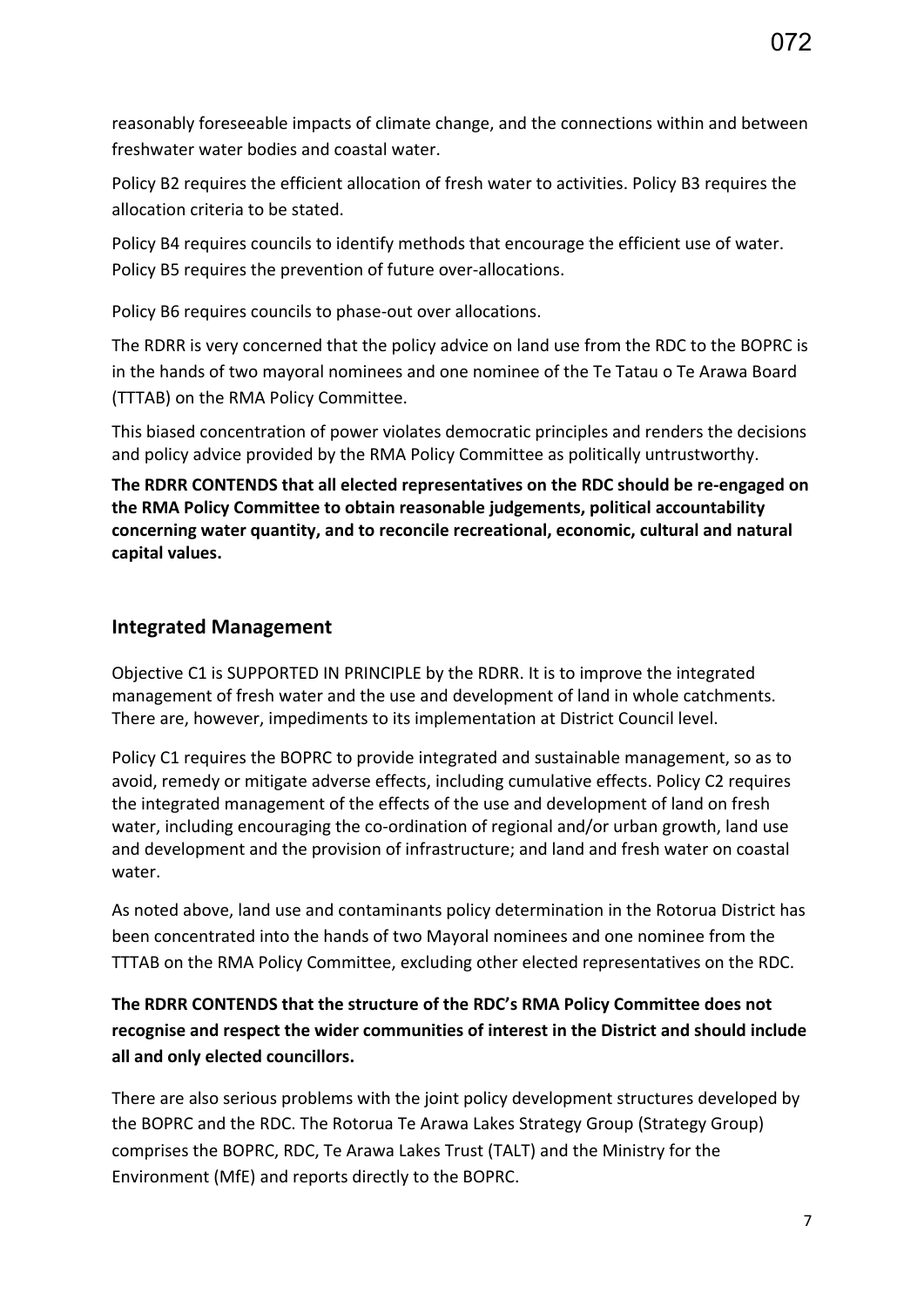reasonably foreseeable impacts of climate change, and the connections within and between freshwater water bodies and coastal water.

Policy B2 requires the efficient allocation of fresh water to activities. Policy B3 requires the allocation criteria to be stated.

Policy B4 requires councils to identify methods that encourage the efficient use of water. Policy B5 requires the prevention of future over-allocations.

Policy B6 requires councils to phase-out over allocations.

The RDRR is very concerned that the policy advice on land use from the RDC to the BOPRC is in the hands of two mayoral nominees and one nominee of the Te Tatau o Te Arawa Board (TTTAB) on the RMA Policy Committee.

This biased concentration of power violates democratic principles and renders the decisions and policy advice provided by the RMA Policy Committee as politically untrustworthy.

**The RDRR CONTENDS that all elected representatives on the RDC should be re-engaged on the RMA Policy Committee to obtain reasonable judgements, political accountability concerning water quantity, and to reconcile recreational, economic, cultural and natural capital values.**

## Integrated Management

Objective C1 is SUPPORTED IN PRINCIPLE by the RDRR. It is to improve the integrated management of fresh water and the use and development of land in whole catchments. There are, however, impediments to its implementation at District Council level.

Policy C1 requires the BOPRC to provide integrated and sustainable management, so as to avoid, remedy or mitigate adverse effects, including cumulative effects. Policy C2 requires the integrated management of the effects of the use and development of land on fresh water, including encouraging the co-ordination of regional and/or urban growth, land use and development and the provision of infrastructure; and land and fresh water on coastal water.

As noted above, land use and contaminants policy determination in the Rotorua District has been concentrated into the hands of two Mayoral nominees and one nominee from the TTTAB on the RMA Policy Committee, excluding other elected representatives on the RDC.

**The RDRR CONTENDS that the structure of the RDC's RMA Policy Committee does not recognise and respect the wider communities of interest in the District and should include all and only elected councillors.**

There are also serious problems with the joint policy development structures developed by the BOPRC and the RDC. The Rotorua Te Arawa Lakes Strategy Group (Strategy Group) comprises the BOPRC, RDC, Te Arawa Lakes Trust (TALT) and the Ministry for the Environment (MfE) and reports directly to the BOPRC.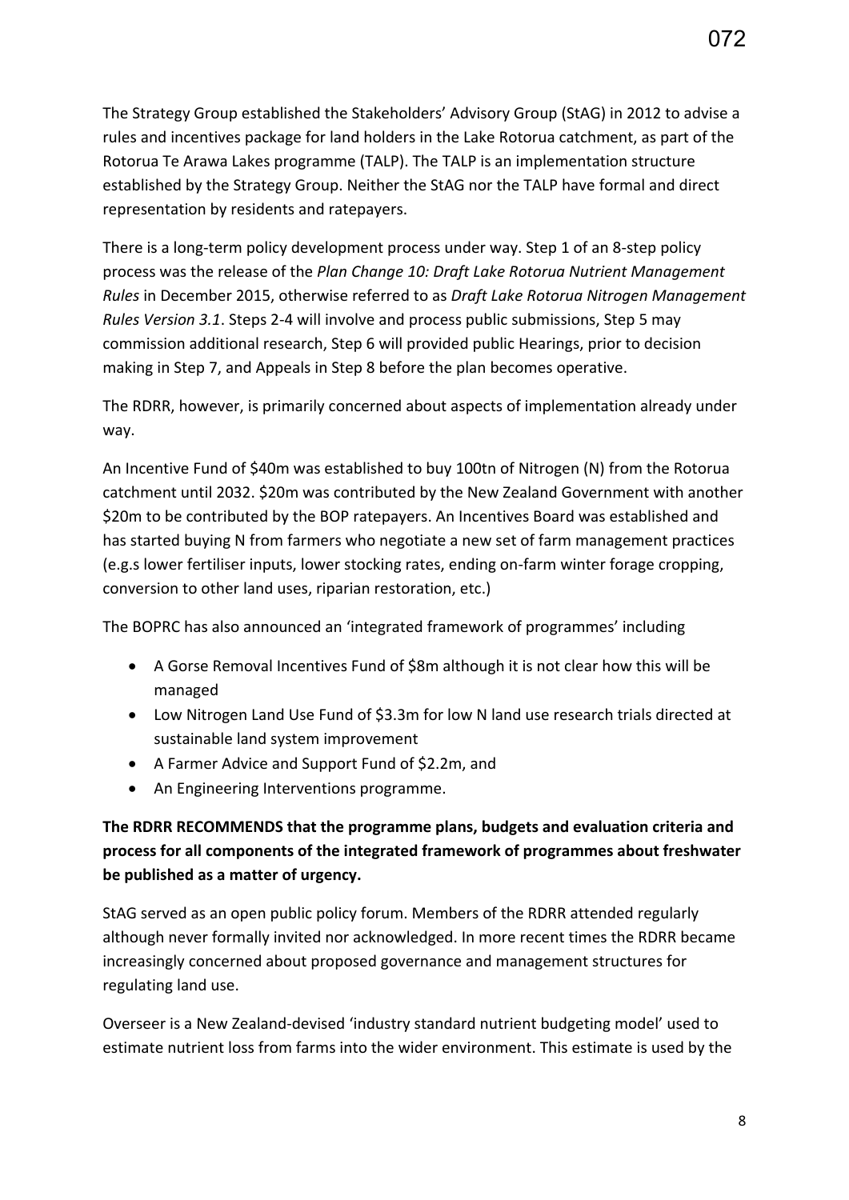The Strategy Group established the Stakeholders' Advisory Group (StAG) in 2012 to advise a rules and incentives package for land holders in the Lake Rotorua catchment, as part of the Rotorua Te Arawa Lakes programme (TALP). The TALP is an implementation structure established by the Strategy Group. Neither the StAG nor the TALP have formal and direct representation by residents and ratepayers.

There is a long-term policy development process under way. Step 1 of an 8-step policy process was the release of the *Plan Change 10: Draft Lake Rotorua Nutrient Management Rules* in December 2015, otherwise referred to as *Draft Lake Rotorua Nitrogen Management Rules Version 3.1*. Steps 2-4 will involve and process public submissions, Step 5 may commission additional research, Step 6 will provided public Hearings, prior to decision making in Step 7, and Appeals in Step 8 before the plan becomes operative.

The RDRR, however, is primarily concerned about aspects of implementation already under way.

An Incentive Fund of $40m was established to buy 100tn of Nitrogen (N) from the Rotorua catchment until 2032. $20m was contributed by the New Zealand Government with another $20m to be contributed by the BOP ratepayers. An Incentives Board was established and has started buying N from farmers who negotiate a new set of farm management practices (e.g.s lower fertiliser inputs, lower stocking rates, ending on-farm winter forage cropping, conversion to other land uses, riparian restoration, etc.)

The BOPRC has also announced an 'integrated framework of programmes' including

- A Gorse Removal Incentives Fund of $8m although it is not clear how this will be managed
- Low Nitrogen Land Use Fund of $3.3m for low N land use research trials directed at sustainable land system improvement
- A Farmer Advice and Support Fund of $2.2m, and
- An Engineering Interventions programme.

**The RDRR RECOMMENDS that the programme plans, budgets and evaluation criteria and process for all components of the integrated framework of programmes about freshwater be published as a matter of urgency.**

StAG served as an open public policy forum. Members of the RDRR attended regularly although never formally invited nor acknowledged. In more recent times the RDRR became increasingly concerned about proposed governance and management structures for regulating land use.

Overseer is a New Zealand-devised 'industry standard nutrient budgeting model' used to estimate nutrient loss from farms into the wider environment. This estimate is used by the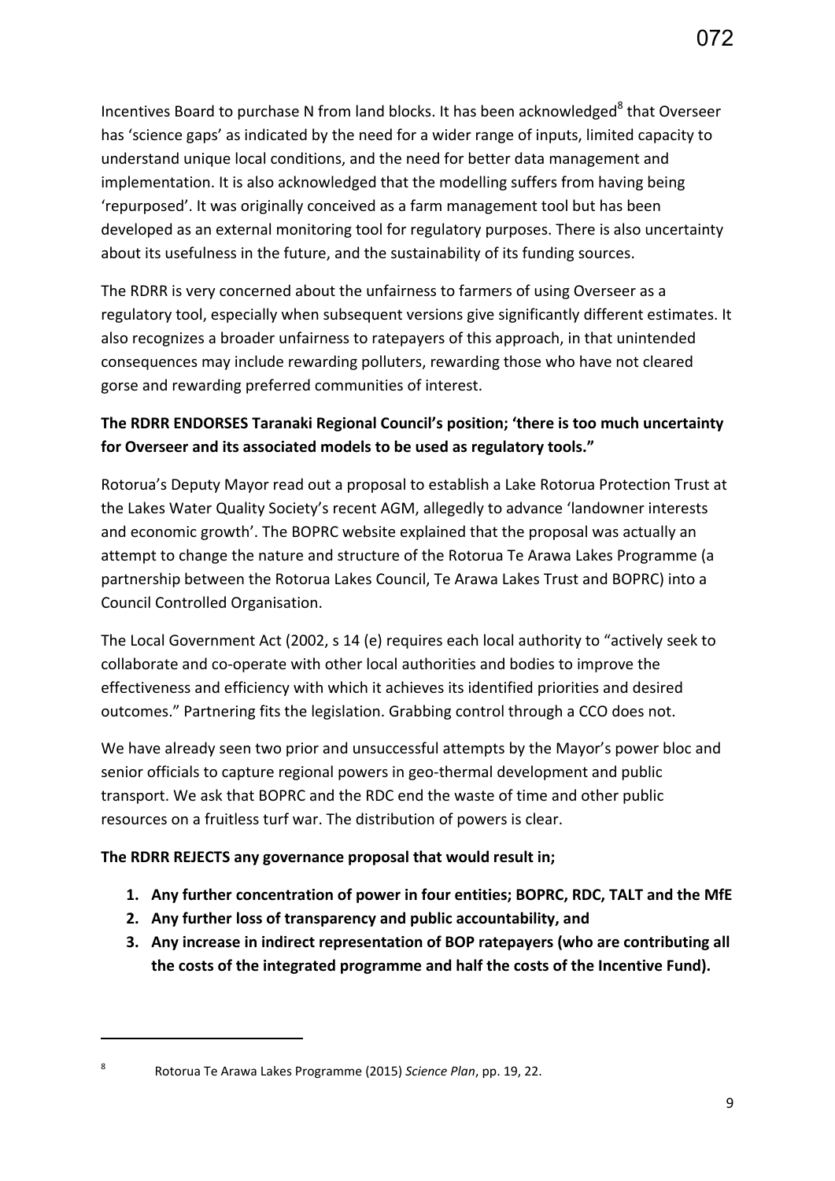Incentives Board to purchase N from land blocks. It has been acknowledged[8] that Overseer has 'science gaps' as indicated by the need for a wider range of inputs, limited capacity to understand unique local conditions, and the need for better data management and implementation. It is also acknowledged that the modelling suffers from having being 'repurposed'. It was originally conceived as a farm management tool but has been developed as an external monitoring tool for regulatory purposes. There is also uncertainty about its usefulness in the future, and the sustainability of its funding sources.

The RDRR is very concerned about the unfairness to farmers of using Overseer as a regulatory tool, especially when subsequent versions give significantly different estimates. It also recognizes a broader unfairness to ratepayers of this approach, in that unintended consequences may include rewarding polluters, rewarding those who have not cleared gorse and rewarding preferred communities of interest.

**The RDRR ENDORSES Taranaki Regional Council's position; 'there is too much uncertainty for Overseer and its associated models to be used as regulatory tools."**

Rotorua's Deputy Mayor read out a proposal to establish a Lake Rotorua Protection Trust at the Lakes Water Quality Society's recent AGM, allegedly to advance 'landowner interests and economic growth'. The BOPRC website explained that the proposal was actually an attempt to change the nature and structure of the Rotorua Te Arawa Lakes Programme (a partnership between the Rotorua Lakes Council, Te Arawa Lakes Trust and BOPRC) into a Council Controlled Organisation.

The Local Government Act (2002, s 14 (e) requires each local authority to "actively seek to collaborate and co-operate with other local authorities and bodies to improve the effectiveness and efficiency with which it achieves its identified priorities and desired outcomes." Partnering fits the legislation. Grabbing control through a CCO does not.

We have already seen two prior and unsuccessful attempts by the Mayor's power bloc and senior officials to capture regional powers in geo-thermal development and public transport. We ask that BOPRC and the RDC end the waste of time and other public resources on a fruitless turf war. The distribution of powers is clear.

**The RDRR REJECTS any governance proposal that would result in;**

1. **Any further concentration of power in four entities; BOPRC, RDC, TALT and the MfE**
2. **Any further loss of transparency and public accountability, and**
3. **Any increase in indirect representation of BOP ratepayers (who are contributing all the costs of the integrated programme and half the costs of the Incentive Fund).**

---

[8] Rotorua Te Arawa Lakes Programme (2015) *Science Plan*, pp. 19, 22.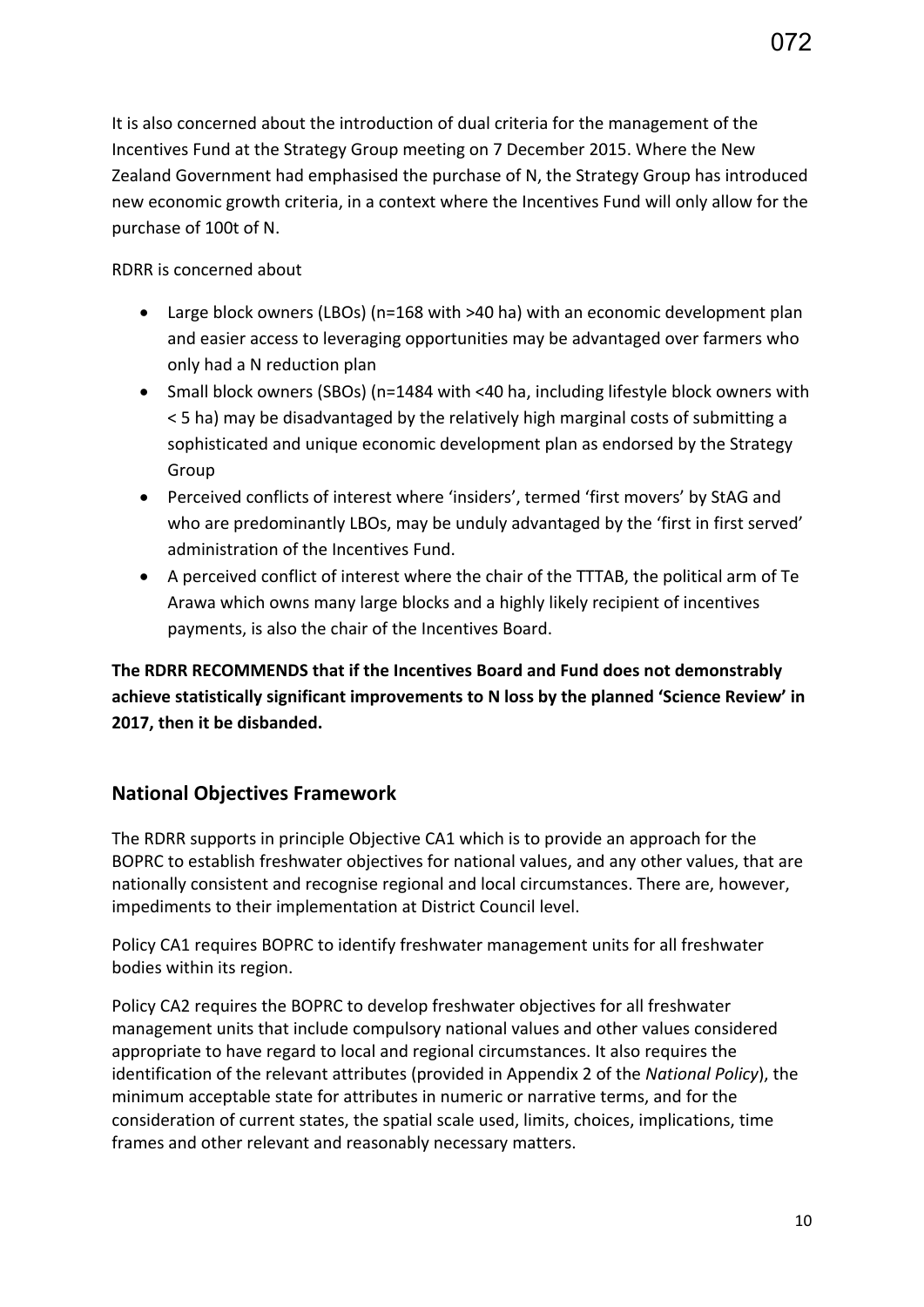It is also concerned about the introduction of dual criteria for the management of the Incentives Fund at the Strategy Group meeting on 7 December 2015. Where the New Zealand Government had emphasised the purchase of N, the Strategy Group has introduced new economic growth criteria, in a context where the Incentives Fund will only allow for the purchase of 100t of N.

RDRR is concerned about

- Large block owners (LBOs) (n=168 with >40 ha) with an economic development plan and easier access to leveraging opportunities may be advantaged over farmers who only had a N reduction plan
- Small block owners (SBOs) (n=1484 with <40 ha, including lifestyle block owners with < 5 ha) may be disadvantaged by the relatively high marginal costs of submitting a sophisticated and unique economic development plan as endorsed by the Strategy Group
- Perceived conflicts of interest where 'insiders', termed 'first movers' by StAG and who are predominantly LBOs, may be unduly advantaged by the 'first in first served' administration of the Incentives Fund.
- A perceived conflict of interest where the chair of the TTTAB, the political arm of Te Arawa which owns many large blocks and a highly likely recipient of incentives payments, is also the chair of the Incentives Board.

**The RDRR RECOMMENDS that if the Incentives Board and Fund does not demonstrably achieve statistically significant improvements to N loss by the planned 'Science Review' in 2017, then it be disbanded.**

## National Objectives Framework

The RDRR supports in principle Objective CA1 which is to provide an approach for the BOPRC to establish freshwater objectives for national values, and any other values, that are nationally consistent and recognise regional and local circumstances. There are, however, impediments to their implementation at District Council level.

Policy CA1 requires BOPRC to identify freshwater management units for all freshwater bodies within its region.

Policy CA2 requires the BOPRC to develop freshwater objectives for all freshwater management units that include compulsory national values and other values considered appropriate to have regard to local and regional circumstances. It also requires the identification of the relevant attributes (provided in Appendix 2 of the *National Policy*), the minimum acceptable state for attributes in numeric or narrative terms, and for the consideration of current states, the spatial scale used, limits, choices, implications, time frames and other relevant and reasonably necessary matters.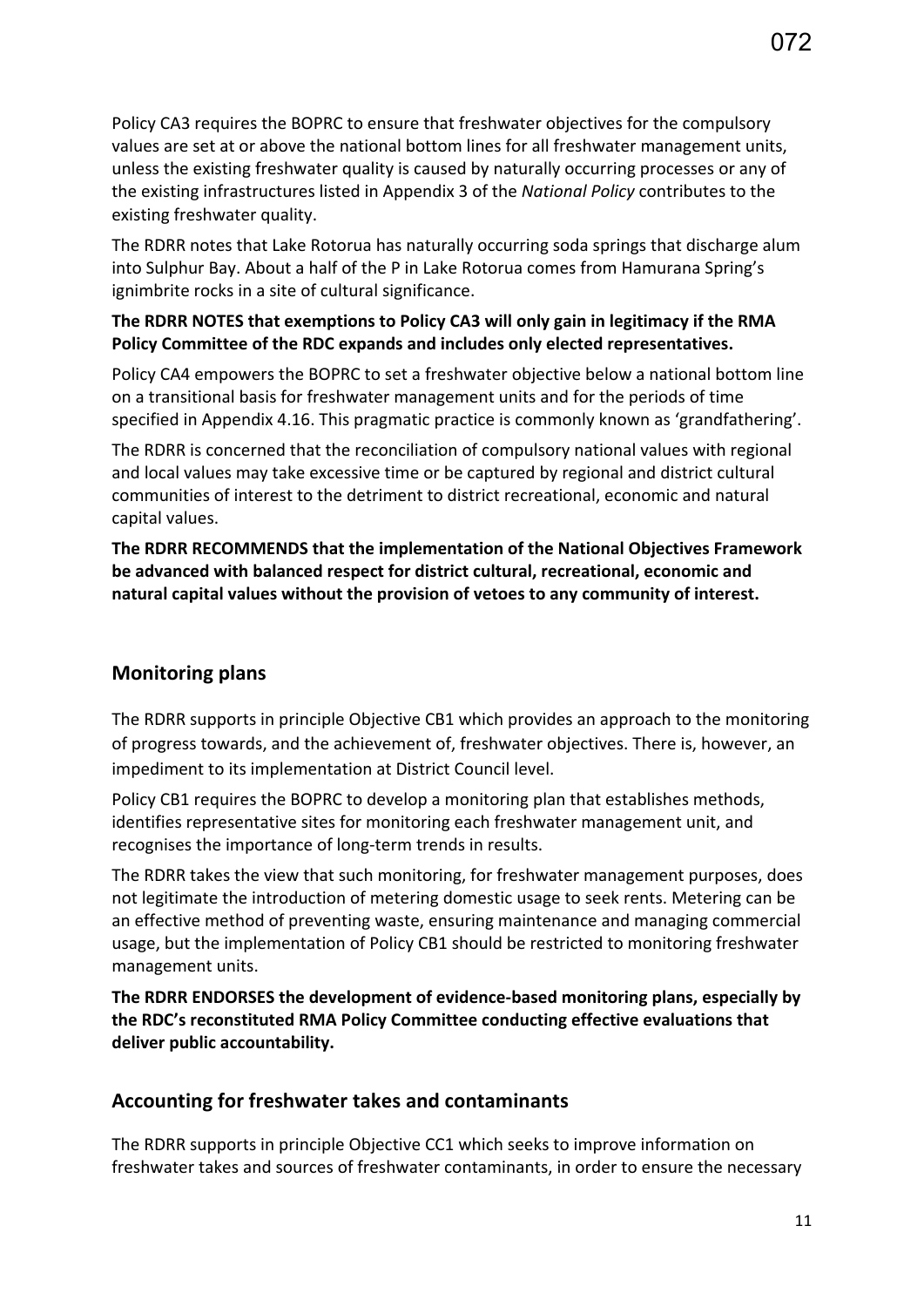Policy CA3 requires the BOPRC to ensure that freshwater objectives for the compulsory values are set at or above the national bottom lines for all freshwater management units, unless the existing freshwater quality is caused by naturally occurring processes or any of the existing infrastructures listed in Appendix 3 of the *National Policy* contributes to the existing freshwater quality.

The RDRR notes that Lake Rotorua has naturally occurring soda springs that discharge alum into Sulphur Bay. About a half of the P in Lake Rotorua comes from Hamurana Spring's ignimbrite rocks in a site of cultural significance.

**The RDRR NOTES that exemptions to Policy CA3 will only gain in legitimacy if the RMA Policy Committee of the RDC expands and includes only elected representatives.**

Policy CA4 empowers the BOPRC to set a freshwater objective below a national bottom line on a transitional basis for freshwater management units and for the periods of time specified in Appendix 4.16. This pragmatic practice is commonly known as 'grandfathering'.

The RDRR is concerned that the reconciliation of compulsory national values with regional and local values may take excessive time or be captured by regional and district cultural communities of interest to the detriment to district recreational, economic and natural capital values.

**The RDRR RECOMMENDS that the implementation of the National Objectives Framework be advanced with balanced respect for district cultural, recreational, economic and natural capital values without the provision of vetoes to any community of interest.**

## Monitoring plans

The RDRR supports in principle Objective CB1 which provides an approach to the monitoring of progress towards, and the achievement of, freshwater objectives. There is, however, an impediment to its implementation at District Council level.

Policy CB1 requires the BOPRC to develop a monitoring plan that establishes methods, identifies representative sites for monitoring each freshwater management unit, and recognises the importance of long-term trends in results.

The RDRR takes the view that such monitoring, for freshwater management purposes, does not legitimate the introduction of metering domestic usage to seek rents. Metering can be an effective method of preventing waste, ensuring maintenance and managing commercial usage, but the implementation of Policy CB1 should be restricted to monitoring freshwater management units.

**The RDRR ENDORSES the development of evidence-based monitoring plans, especially by the RDC's reconstituted RMA Policy Committee conducting effective evaluations that deliver public accountability.**

## Accounting for freshwater takes and contaminants

The RDRR supports in principle Objective CC1 which seeks to improve information on freshwater takes and sources of freshwater contaminants, in order to ensure the necessary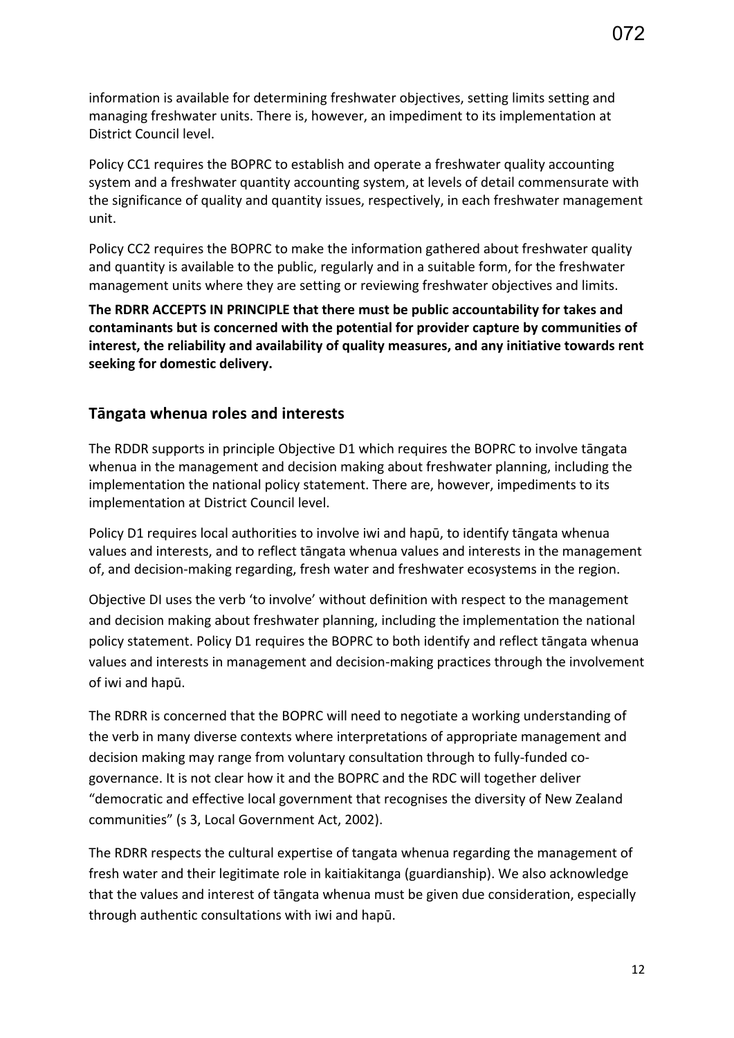information is available for determining freshwater objectives, setting limits setting and managing freshwater units. There is, however, an impediment to its implementation at District Council level.

Policy CC1 requires the BOPRC to establish and operate a freshwater quality accounting system and a freshwater quantity accounting system, at levels of detail commensurate with the significance of quality and quantity issues, respectively, in each freshwater management unit.

Policy CC2 requires the BOPRC to make the information gathered about freshwater quality and quantity is available to the public, regularly and in a suitable form, for the freshwater management units where they are setting or reviewing freshwater objectives and limits.

**The RDRR ACCEPTS IN PRINCIPLE that there must be public accountability for takes and contaminants but is concerned with the potential for provider capture by communities of interest, the reliability and availability of quality measures, and any initiative towards rent seeking for domestic delivery.**

## Tāngata whenua roles and interests

The RDDR supports in principle Objective D1 which requires the BOPRC to involve tāngata whenua in the management and decision making about freshwater planning, including the implementation the national policy statement. There are, however, impediments to its implementation at District Council level.

Policy D1 requires local authorities to involve iwi and hapū, to identify tāngata whenua values and interests, and to reflect tāngata whenua values and interests in the management of, and decision-making regarding, fresh water and freshwater ecosystems in the region.

Objective DI uses the verb 'to involve' without definition with respect to the management and decision making about freshwater planning, including the implementation the national policy statement. Policy D1 requires the BOPRC to both identify and reflect tāngata whenua values and interests in management and decision-making practices through the involvement of iwi and hapū.

The RDRR is concerned that the BOPRC will need to negotiate a working understanding of the verb in many diverse contexts where interpretations of appropriate management and decision making may range from voluntary consultation through to fully-funded co-governance. It is not clear how it and the BOPRC and the RDC will together deliver "democratic and effective local government that recognises the diversity of New Zealand communities" (s 3, Local Government Act, 2002).

The RDRR respects the cultural expertise of tangata whenua regarding the management of fresh water and their legitimate role in kaitiakitanga (guardianship). We also acknowledge that the values and interest of tāngata whenua must be given due consideration, especially through authentic consultations with iwi and hapū.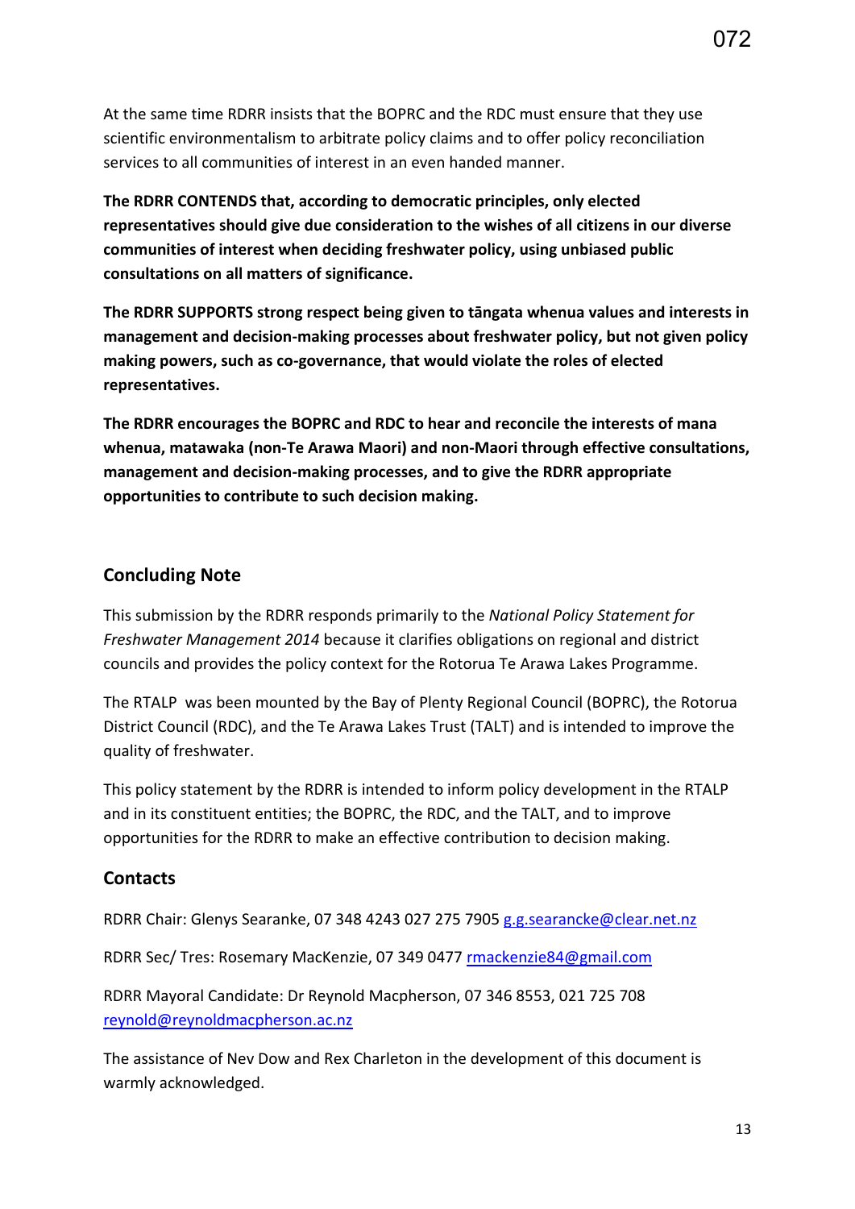At the same time RDRR insists that the BOPRC and the RDC must ensure that they use scientific environmentalism to arbitrate policy claims and to offer policy reconciliation services to all communities of interest in an even handed manner.

**The RDRR CONTENDS that, according to democratic principles, only elected representatives should give due consideration to the wishes of all citizens in our diverse communities of interest when deciding freshwater policy, using unbiased public consultations on all matters of significance.**

**The RDRR SUPPORTS strong respect being given to tāngata whenua values and interests in management and decision-making processes about freshwater policy, but not given policy making powers, such as co-governance, that would violate the roles of elected representatives.**

**The RDRR encourages the BOPRC and RDC to hear and reconcile the interests of mana whenua, matawaka (non-Te Arawa Maori) and non-Maori through effective consultations, management and decision-making processes, and to give the RDRR appropriate opportunities to contribute to such decision making.**

## Concluding Note

This submission by the RDRR responds primarily to the *National Policy Statement for Freshwater Management 2014* because it clarifies obligations on regional and district councils and provides the policy context for the Rotorua Te Arawa Lakes Programme.

The RTALP was been mounted by the Bay of Plenty Regional Council (BOPRC), the Rotorua District Council (RDC), and the Te Arawa Lakes Trust (TALT) and is intended to improve the quality of freshwater.

This policy statement by the RDRR is intended to inform policy development in the RTALP and in its constituent entities; the BOPRC, the RDC, and the TALT, and to improve opportunities for the RDRR to make an effective contribution to decision making.

## Contacts

RDRR Chair: Glenys Searanke, 07 348 4243 027 275 7905 g.g.searancke@clear.net.nz

RDRR Sec/ Tres: Rosemary MacKenzie, 07 349 0477 rmackenzie84@gmail.com

RDRR Mayoral Candidate: Dr Reynold Macpherson, 07 346 8553, 021 725 708 reynold@reynoldmacpherson.ac.nz

The assistance of Nev Dow and Rex Charleton in the development of this document is warmly acknowledged.